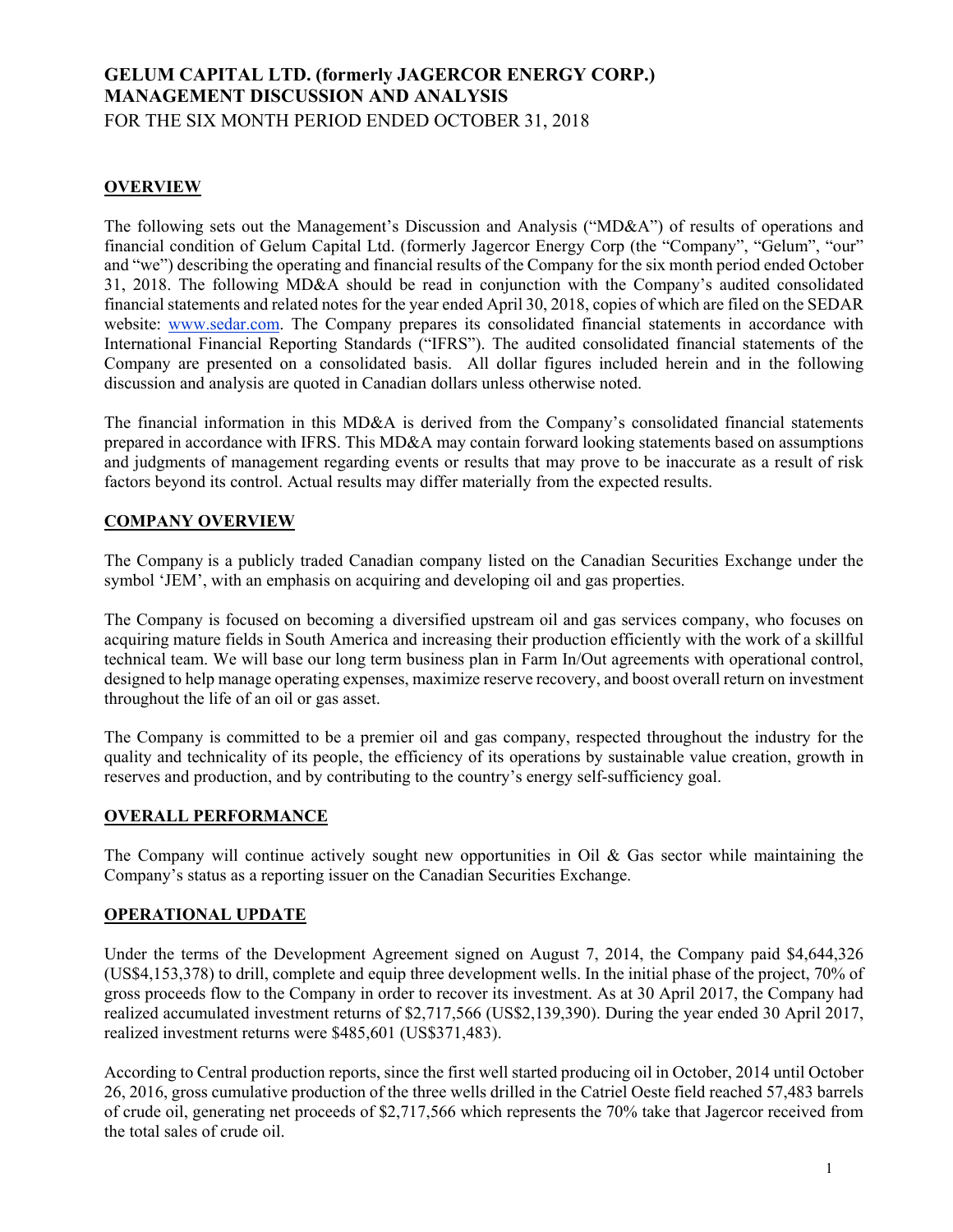# GELUM CAPITAL LTD. (formerly JAGERCOR ENERGY CORP.)
# MANAGEMENT DISCUSSION AND ANALYSIS

FOR THE SIX MONTH PERIOD ENDED OCTOBER 31, 2018

## OVERVIEW

The following sets out the Management's Discussion and Analysis ("MD&A") of results of operations and financial condition of Gelum Capital Ltd. (formerly Jagercor Energy Corp (the "Company", "Gelum", "our" and "we") describing the operating and financial results of the Company for the six month period ended October 31, 2018. The following MD&A should be read in conjunction with the Company's audited consolidated financial statements and related notes for the year ended April 30, 2018, copies of which are filed on the SEDAR website: www.sedar.com. The Company prepares its consolidated financial statements in accordance with International Financial Reporting Standards ("IFRS"). The audited consolidated financial statements of the Company are presented on a consolidated basis. All dollar figures included herein and in the following discussion and analysis are quoted in Canadian dollars unless otherwise noted.

The financial information in this MD&A is derived from the Company's consolidated financial statements prepared in accordance with IFRS. This MD&A may contain forward looking statements based on assumptions and judgments of management regarding events or results that may prove to be inaccurate as a result of risk factors beyond its control. Actual results may differ materially from the expected results.

## COMPANY OVERVIEW

The Company is a publicly traded Canadian company listed on the Canadian Securities Exchange under the symbol 'JEM', with an emphasis on acquiring and developing oil and gas properties.

The Company is focused on becoming a diversified upstream oil and gas services company, who focuses on acquiring mature fields in South America and increasing their production efficiently with the work of a skillful technical team. We will base our long term business plan in Farm In/Out agreements with operational control, designed to help manage operating expenses, maximize reserve recovery, and boost overall return on investment throughout the life of an oil or gas asset.

The Company is committed to be a premier oil and gas company, respected throughout the industry for the quality and technicality of its people, the efficiency of its operations by sustainable value creation, growth in reserves and production, and by contributing to the country's energy self-sufficiency goal.

## OVERALL PERFORMANCE

The Company will continue actively sought new opportunities in Oil & Gas sector while maintaining the Company's status as a reporting issuer on the Canadian Securities Exchange.

## OPERATIONAL UPDATE

Under the terms of the Development Agreement signed on August 7, 2014, the Company paid $4,644,326 (US$4,153,378) to drill, complete and equip three development wells. In the initial phase of the project, 70% of gross proceeds flow to the Company in order to recover its investment. As at 30 April 2017, the Company had realized accumulated investment returns of $2,717,566 (US$2,139,390). During the year ended 30 April 2017, realized investment returns were $485,601 (US$371,483).

According to Central production reports, since the first well started producing oil in October, 2014 until October 26, 2016, gross cumulative production of the three wells drilled in the Catriel Oeste field reached 57,483 barrels of crude oil, generating net proceeds of $2,717,566 which represents the 70% take that Jagercor received from the total sales of crude oil.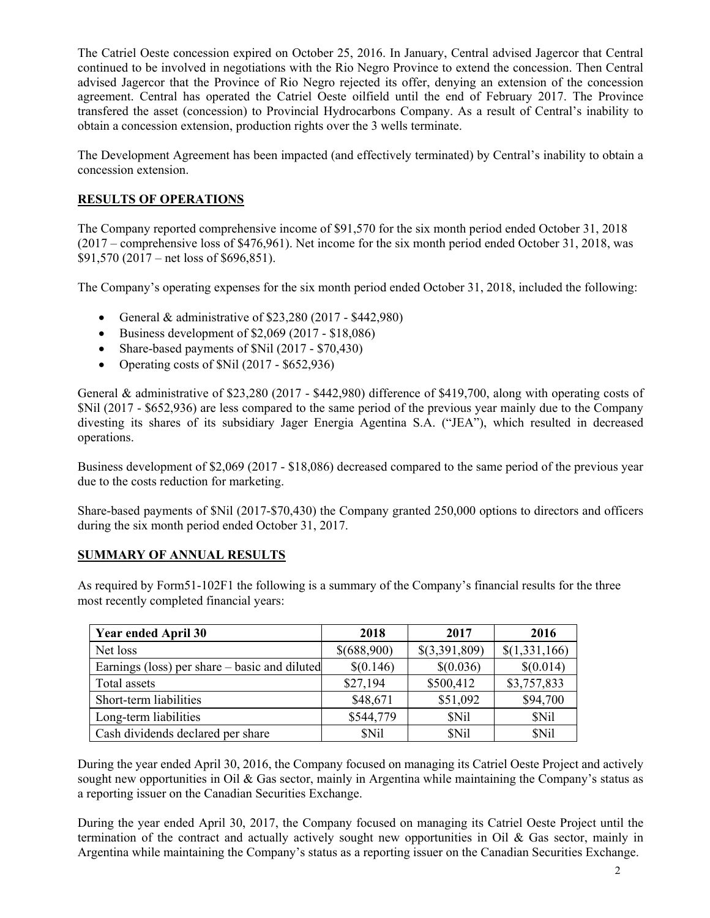The Catriel Oeste concession expired on October 25, 2016. In January, Central advised Jagercor that Central continued to be involved in negotiations with the Rio Negro Province to extend the concession. Then Central advised Jagercor that the Province of Rio Negro rejected its offer, denying an extension of the concession agreement. Central has operated the Catriel Oeste oilfield until the end of February 2017. The Province transfered the asset (concession) to Provincial Hydrocarbons Company. As a result of Central's inability to obtain a concession extension, production rights over the 3 wells terminate.

The Development Agreement has been impacted (and effectively terminated) by Central's inability to obtain a concession extension.

## RESULTS OF OPERATIONS

The Company reported comprehensive income of $91,570 for the six month period ended October 31, 2018 (2017 – comprehensive loss of $476,961). Net income for the six month period ended October 31, 2018, was $91,570 (2017 – net loss of $696,851).

The Company's operating expenses for the six month period ended October 31, 2018, included the following:

- General & administrative of $23,280 (2017 - $442,980)
- Business development of $2,069 (2017 - $18,086)
- Share-based payments of $Nil (2017 - $70,430)
- Operating costs of $Nil (2017 - $652,936)

General & administrative of $23,280 (2017 - $442,980) difference of $419,700, along with operating costs of $Nil (2017 - $652,936) are less compared to the same period of the previous year mainly due to the Company divesting its shares of its subsidiary Jager Energia Agentina S.A. ("JEA"), which resulted in decreased operations.

Business development of $2,069 (2017 - $18,086) decreased compared to the same period of the previous year due to the costs reduction for marketing.

Share-based payments of $Nil (2017-$70,430) the Company granted 250,000 options to directors and officers during the six month period ended October 31, 2017.

## SUMMARY OF ANNUAL RESULTS

As required by Form51-102F1 the following is a summary of the Company's financial results for the three most recently completed financial years:

| Year ended April 30 | 2018 | 2017 | 2016 |
|---|---|---|---|
| Net loss | $(688,900) | $(3,391,809) | $(1,331,166) |
| Earnings (loss) per share – basic and diluted | $(0.146) | $(0.036) | $(0.014) |
| Total assets | $27,194 | $500,412 | $3,757,833 |
| Short-term liabilities | $48,671 | $51,092 | $94,700 |
| Long-term liabilities | $544,779 | $Nil | $Nil |
| Cash dividends declared per share | $Nil | $Nil | $Nil |

During the year ended April 30, 2016, the Company focused on managing its Catriel Oeste Project and actively sought new opportunities in Oil & Gas sector, mainly in Argentina while maintaining the Company's status as a reporting issuer on the Canadian Securities Exchange.

During the year ended April 30, 2017, the Company focused on managing its Catriel Oeste Project until the termination of the contract and actually actively sought new opportunities in Oil & Gas sector, mainly in Argentina while maintaining the Company's status as a reporting issuer on the Canadian Securities Exchange.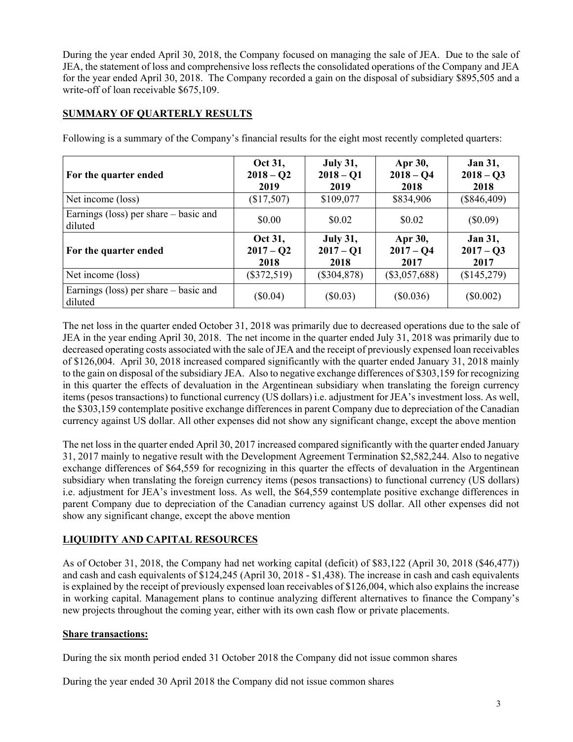During the year ended April 30, 2018, the Company focused on managing the sale of JEA. Due to the sale of JEA, the statement of loss and comprehensive loss reflects the consolidated operations of the Company and JEA for the year ended April 30, 2018. The Company recorded a gain on the disposal of subsidiary $895,505 and a write-off of loan receivable $675,109.

## SUMMARY OF QUARTERLY RESULTS

Following is a summary of the Company's financial results for the eight most recently completed quarters:

| For the quarter ended | Oct 31, 2018 – Q2 2019 | July 31, 2018 – Q1 2019 | Apr 30, 2018 – Q4 2018 | Jan 31, 2018 – Q3 2018 |
|---|---|---|---|---|
| Net income (loss) | ($17,507) | $109,077 | $834,906 | ($846,409) |
| Earnings (loss) per share – basic and diluted | $0.00 | $0.02 | $0.02 | ($0.09) |
| **For the quarter ended** | **Oct 31, 2017 – Q2 2018** | **July 31, 2017 – Q1 2018** | **Apr 30, 2017 – Q4 2017** | **Jan 31, 2017 – Q3 2017** |
| Net income (loss) | ($372,519) | ($304,878) | ($3,057,688) | ($145,279) |
| Earnings (loss) per share – basic and diluted | ($0.04) | ($0.03) | ($0.036) | ($0.002) |

The net loss in the quarter ended October 31, 2018 was primarily due to decreased operations due to the sale of JEA in the year ending April 30, 2018. The net income in the quarter ended July 31, 2018 was primarily due to decreased operating costs associated with the sale of JEA and the receipt of previously expensed loan receivables of $126,004. April 30, 2018 increased compared significantly with the quarter ended January 31, 2018 mainly to the gain on disposal of the subsidiary JEA. Also to negative exchange differences of $303,159 for recognizing in this quarter the effects of devaluation in the Argentinean subsidiary when translating the foreign currency items (pesos transactions) to functional currency (US dollars) i.e. adjustment for JEA's investment loss. As well, the $303,159 contemplate positive exchange differences in parent Company due to depreciation of the Canadian currency against US dollar. All other expenses did not show any significant change, except the above mention

The net loss in the quarter ended April 30, 2017 increased compared significantly with the quarter ended January 31, 2017 mainly to negative result with the Development Agreement Termination $2,582,244. Also to negative exchange differences of $64,559 for recognizing in this quarter the effects of devaluation in the Argentinean subsidiary when translating the foreign currency items (pesos transactions) to functional currency (US dollars) i.e. adjustment for JEA's investment loss. As well, the $64,559 contemplate positive exchange differences in parent Company due to depreciation of the Canadian currency against US dollar. All other expenses did not show any significant change, except the above mention

## LIQUIDITY AND CAPITAL RESOURCES

As of October 31, 2018, the Company had net working capital (deficit) of $83,122 (April 30, 2018 ($46,477)) and cash and cash equivalents of $124,245 (April 30, 2018 - $1,438). The increase in cash and cash equivalents is explained by the receipt of previously expensed loan receivables of $126,004, which also explains the increase in working capital. Management plans to continue analyzing different alternatives to finance the Company's new projects throughout the coming year, either with its own cash flow or private placements.

### Share transactions:

During the six month period ended 31 October 2018 the Company did not issue common shares

During the year ended 30 April 2018 the Company did not issue common shares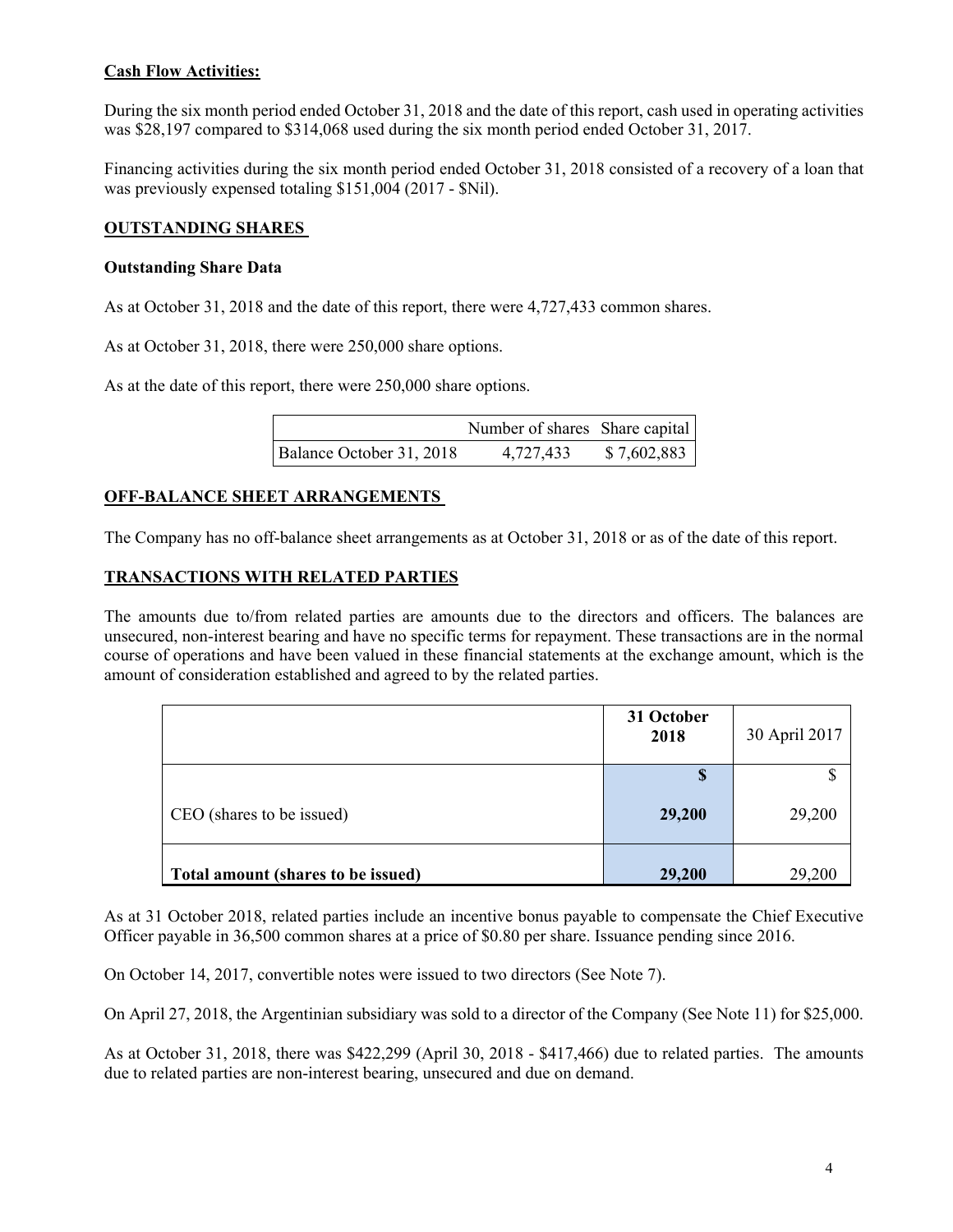**Cash Flow Activities:**

During the six month period ended October 31, 2018 and the date of this report, cash used in operating activities was $28,197 compared to $314,068 used during the six month period ended October 31, 2017.

Financing activities during the six month period ended October 31, 2018 consisted of a recovery of a loan that was previously expensed totaling $151,004 (2017 - $Nil).

## OUTSTANDING SHARES

### Outstanding Share Data

As at October 31, 2018 and the date of this report, there were 4,727,433 common shares.

As at October 31, 2018, there were 250,000 share options.

As at the date of this report, there were 250,000 share options.

| | Number of shares | Share capital |
|---|---|---|
| Balance October 31, 2018 | 4,727,433 | $ 7,602,883 |

## OFF-BALANCE SHEET ARRANGEMENTS

The Company has no off-balance sheet arrangements as at October 31, 2018 or as of the date of this report.

## TRANSACTIONS WITH RELATED PARTIES

The amounts due to/from related parties are amounts due to the directors and officers. The balances are unsecured, non-interest bearing and have no specific terms for repayment. These transactions are in the normal course of operations and have been valued in these financial statements at the exchange amount, which is the amount of consideration established and agreed to by the related parties.

| | **31 October 2018** | 30 April 2017 |
|---|---|---|
| | **$** | $ |
| CEO (shares to be issued) | **29,200** | 29,200 |
| **Total amount (shares to be issued)** | **29,200** | 29,200 |

As at 31 October 2018, related parties include an incentive bonus payable to compensate the Chief Executive Officer payable in 36,500 common shares at a price of $0.80 per share. Issuance pending since 2016.

On October 14, 2017, convertible notes were issued to two directors (See Note 7).

On April 27, 2018, the Argentinian subsidiary was sold to a director of the Company (See Note 11) for $25,000.

As at October 31, 2018, there was $422,299 (April 30, 2018 - $417,466) due to related parties. The amounts due to related parties are non-interest bearing, unsecured and due on demand.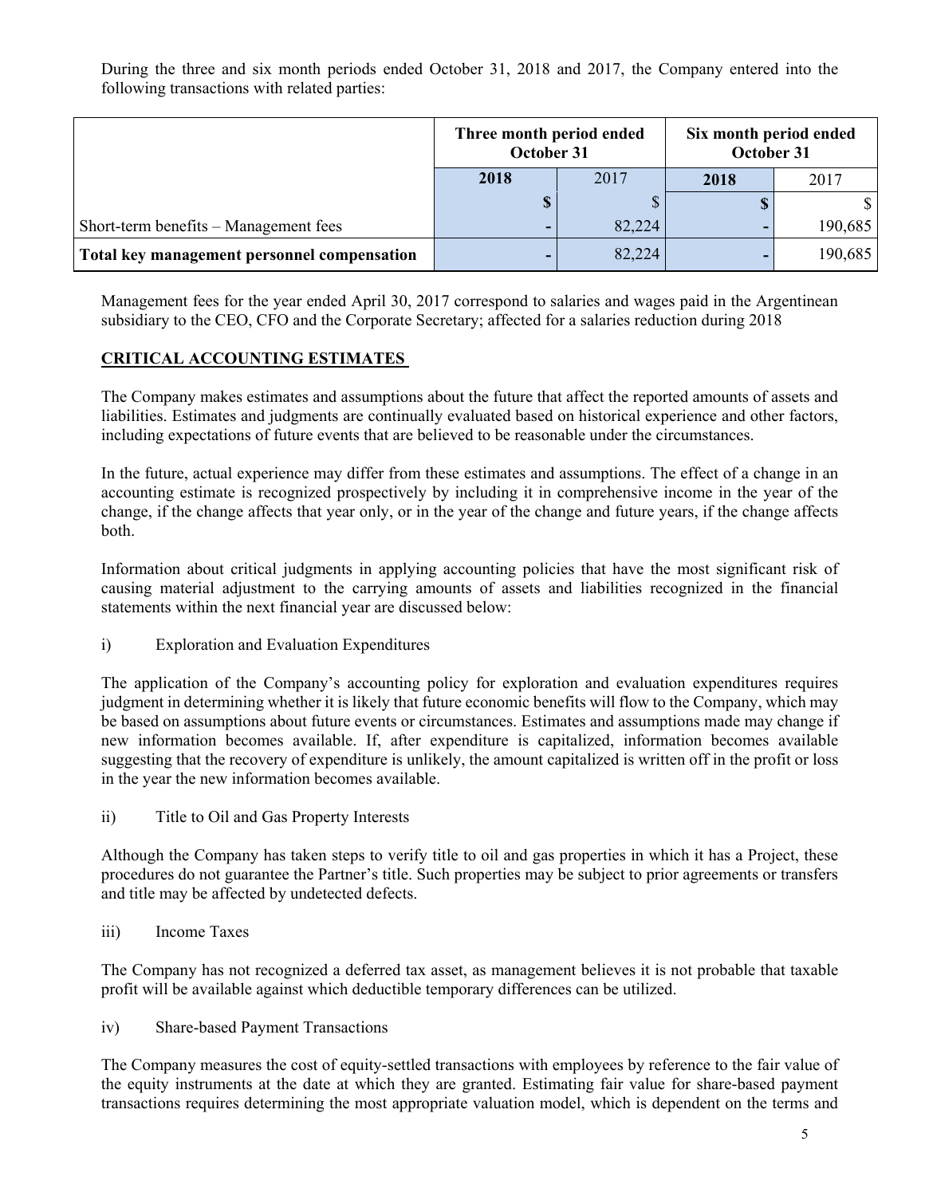During the three and six month periods ended October 31, 2018 and 2017, the Company entered into the following transactions with related parties:

| | Three month period ended October 31 | | Six month period ended October 31 | |
|---|---|---|---|---|
| | **2018** | 2017 | **2018** | 2017 |
| | **$** | $ | **$** | $ |
| Short-term benefits – Management fees | **-** | 82,224 | **-** | 190,685 |
| **Total key management personnel compensation** | **-** | 82,224 | **-** | 190,685 |

Management fees for the year ended April 30, 2017 correspond to salaries and wages paid in the Argentinean subsidiary to the CEO, CFO and the Corporate Secretary; affected for a salaries reduction during 2018

## CRITICAL ACCOUNTING ESTIMATES

The Company makes estimates and assumptions about the future that affect the reported amounts of assets and liabilities. Estimates and judgments are continually evaluated based on historical experience and other factors, including expectations of future events that are believed to be reasonable under the circumstances.

In the future, actual experience may differ from these estimates and assumptions. The effect of a change in an accounting estimate is recognized prospectively by including it in comprehensive income in the year of the change, if the change affects that year only, or in the year of the change and future years, if the change affects both.

Information about critical judgments in applying accounting policies that have the most significant risk of causing material adjustment to the carrying amounts of assets and liabilities recognized in the financial statements within the next financial year are discussed below:

i) Exploration and Evaluation Expenditures

The application of the Company's accounting policy for exploration and evaluation expenditures requires judgment in determining whether it is likely that future economic benefits will flow to the Company, which may be based on assumptions about future events or circumstances. Estimates and assumptions made may change if new information becomes available. If, after expenditure is capitalized, information becomes available suggesting that the recovery of expenditure is unlikely, the amount capitalized is written off in the profit or loss in the year the new information becomes available.

ii) Title to Oil and Gas Property Interests

Although the Company has taken steps to verify title to oil and gas properties in which it has a Project, these procedures do not guarantee the Partner's title. Such properties may be subject to prior agreements or transfers and title may be affected by undetected defects.

iii) Income Taxes

The Company has not recognized a deferred tax asset, as management believes it is not probable that taxable profit will be available against which deductible temporary differences can be utilized.

iv) Share-based Payment Transactions

The Company measures the cost of equity-settled transactions with employees by reference to the fair value of the equity instruments at the date at which they are granted. Estimating fair value for share-based payment transactions requires determining the most appropriate valuation model, which is dependent on the terms and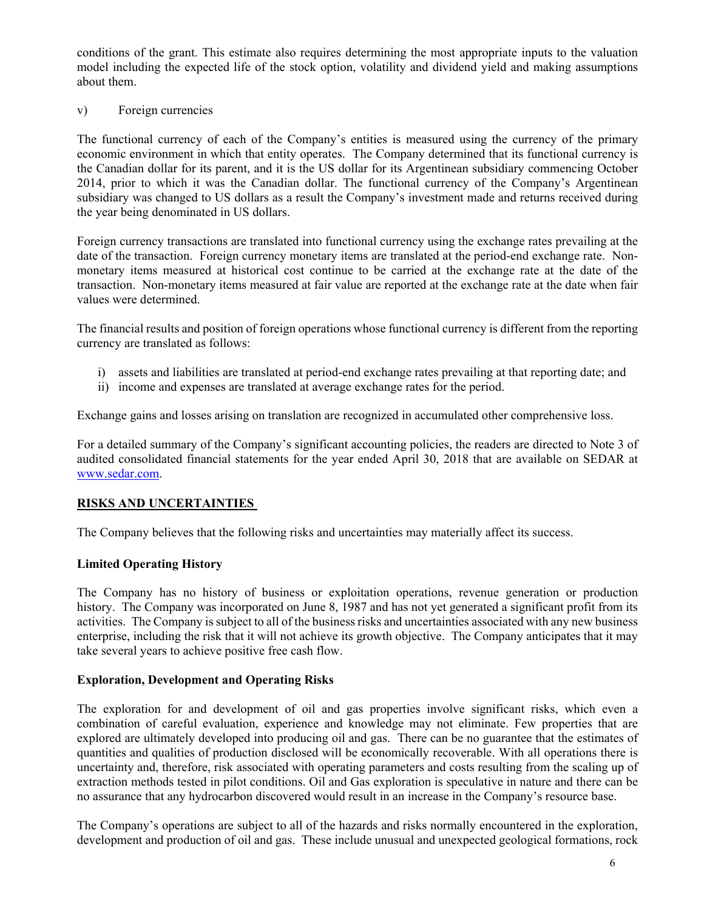conditions of the grant. This estimate also requires determining the most appropriate inputs to the valuation model including the expected life of the stock option, volatility and dividend yield and making assumptions about them.

v) Foreign currencies

The functional currency of each of the Company's entities is measured using the currency of the primary economic environment in which that entity operates. The Company determined that its functional currency is the Canadian dollar for its parent, and it is the US dollar for its Argentinean subsidiary commencing October 2014, prior to which it was the Canadian dollar. The functional currency of the Company's Argentinean subsidiary was changed to US dollars as a result the Company's investment made and returns received during the year being denominated in US dollars.

Foreign currency transactions are translated into functional currency using the exchange rates prevailing at the date of the transaction. Foreign currency monetary items are translated at the period-end exchange rate. Non-monetary items measured at historical cost continue to be carried at the exchange rate at the date of the transaction. Non-monetary items measured at fair value are reported at the exchange rate at the date when fair values were determined.

The financial results and position of foreign operations whose functional currency is different from the reporting currency are translated as follows:

i) assets and liabilities are translated at period-end exchange rates prevailing at that reporting date; and
ii) income and expenses are translated at average exchange rates for the period.

Exchange gains and losses arising on translation are recognized in accumulated other comprehensive loss.

For a detailed summary of the Company's significant accounting policies, the readers are directed to Note 3 of audited consolidated financial statements for the year ended April 30, 2018 that are available on SEDAR at www.sedar.com.

## RISKS AND UNCERTAINTIES

The Company believes that the following risks and uncertainties may materially affect its success.

### Limited Operating History

The Company has no history of business or exploitation operations, revenue generation or production history. The Company was incorporated on June 8, 1987 and has not yet generated a significant profit from its activities. The Company is subject to all of the business risks and uncertainties associated with any new business enterprise, including the risk that it will not achieve its growth objective. The Company anticipates that it may take several years to achieve positive free cash flow.

### Exploration, Development and Operating Risks

The exploration for and development of oil and gas properties involve significant risks, which even a combination of careful evaluation, experience and knowledge may not eliminate. Few properties that are explored are ultimately developed into producing oil and gas. There can be no guarantee that the estimates of quantities and qualities of production disclosed will be economically recoverable. With all operations there is uncertainty and, therefore, risk associated with operating parameters and costs resulting from the scaling up of extraction methods tested in pilot conditions. Oil and Gas exploration is speculative in nature and there can be no assurance that any hydrocarbon discovered would result in an increase in the Company's resource base.

The Company's operations are subject to all of the hazards and risks normally encountered in the exploration, development and production of oil and gas. These include unusual and unexpected geological formations, rock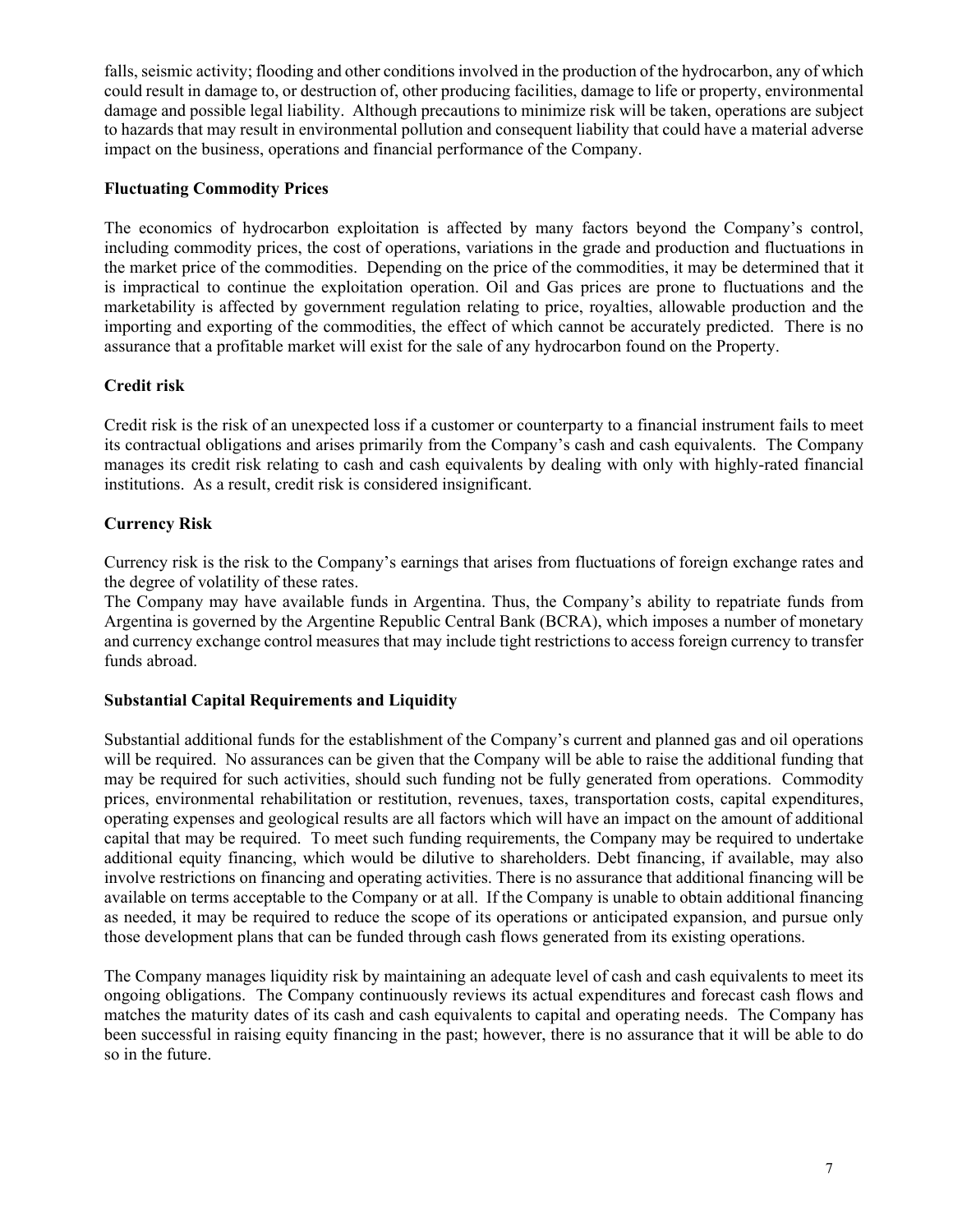falls, seismic activity; flooding and other conditions involved in the production of the hydrocarbon, any of which could result in damage to, or destruction of, other producing facilities, damage to life or property, environmental damage and possible legal liability. Although precautions to minimize risk will be taken, operations are subject to hazards that may result in environmental pollution and consequent liability that could have a material adverse impact on the business, operations and financial performance of the Company.

**Fluctuating Commodity Prices**

The economics of hydrocarbon exploitation is affected by many factors beyond the Company's control, including commodity prices, the cost of operations, variations in the grade and production and fluctuations in the market price of the commodities. Depending on the price of the commodities, it may be determined that it is impractical to continue the exploitation operation. Oil and Gas prices are prone to fluctuations and the marketability is affected by government regulation relating to price, royalties, allowable production and the importing and exporting of the commodities, the effect of which cannot be accurately predicted. There is no assurance that a profitable market will exist for the sale of any hydrocarbon found on the Property.

**Credit risk**

Credit risk is the risk of an unexpected loss if a customer or counterparty to a financial instrument fails to meet its contractual obligations and arises primarily from the Company's cash and cash equivalents. The Company manages its credit risk relating to cash and cash equivalents by dealing with only with highly-rated financial institutions. As a result, credit risk is considered insignificant.

**Currency Risk**

Currency risk is the risk to the Company's earnings that arises from fluctuations of foreign exchange rates and the degree of volatility of these rates.
The Company may have available funds in Argentina. Thus, the Company's ability to repatriate funds from Argentina is governed by the Argentine Republic Central Bank (BCRA), which imposes a number of monetary and currency exchange control measures that may include tight restrictions to access foreign currency to transfer funds abroad.

**Substantial Capital Requirements and Liquidity**

Substantial additional funds for the establishment of the Company's current and planned gas and oil operations will be required. No assurances can be given that the Company will be able to raise the additional funding that may be required for such activities, should such funding not be fully generated from operations. Commodity prices, environmental rehabilitation or restitution, revenues, taxes, transportation costs, capital expenditures, operating expenses and geological results are all factors which will have an impact on the amount of additional capital that may be required. To meet such funding requirements, the Company may be required to undertake additional equity financing, which would be dilutive to shareholders. Debt financing, if available, may also involve restrictions on financing and operating activities. There is no assurance that additional financing will be available on terms acceptable to the Company or at all. If the Company is unable to obtain additional financing as needed, it may be required to reduce the scope of its operations or anticipated expansion, and pursue only those development plans that can be funded through cash flows generated from its existing operations.

The Company manages liquidity risk by maintaining an adequate level of cash and cash equivalents to meet its ongoing obligations. The Company continuously reviews its actual expenditures and forecast cash flows and matches the maturity dates of its cash and cash equivalents to capital and operating needs. The Company has been successful in raising equity financing in the past; however, there is no assurance that it will be able to do so in the future.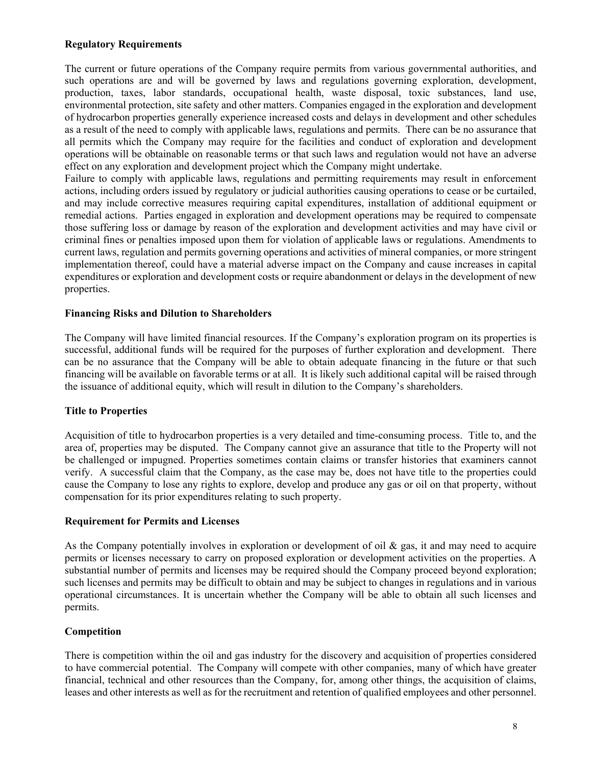**Regulatory Requirements**

The current or future operations of the Company require permits from various governmental authorities, and such operations are and will be governed by laws and regulations governing exploration, development, production, taxes, labor standards, occupational health, waste disposal, toxic substances, land use, environmental protection, site safety and other matters. Companies engaged in the exploration and development of hydrocarbon properties generally experience increased costs and delays in development and other schedules as a result of the need to comply with applicable laws, regulations and permits. There can be no assurance that all permits which the Company may require for the facilities and conduct of exploration and development operations will be obtainable on reasonable terms or that such laws and regulation would not have an adverse effect on any exploration and development project which the Company might undertake.
Failure to comply with applicable laws, regulations and permitting requirements may result in enforcement actions, including orders issued by regulatory or judicial authorities causing operations to cease or be curtailed, and may include corrective measures requiring capital expenditures, installation of additional equipment or remedial actions. Parties engaged in exploration and development operations may be required to compensate those suffering loss or damage by reason of the exploration and development activities and may have civil or criminal fines or penalties imposed upon them for violation of applicable laws or regulations. Amendments to current laws, regulation and permits governing operations and activities of mineral companies, or more stringent implementation thereof, could have a material adverse impact on the Company and cause increases in capital expenditures or exploration and development costs or require abandonment or delays in the development of new properties.

**Financing Risks and Dilution to Shareholders**

The Company will have limited financial resources. If the Company's exploration program on its properties is successful, additional funds will be required for the purposes of further exploration and development. There can be no assurance that the Company will be able to obtain adequate financing in the future or that such financing will be available on favorable terms or at all. It is likely such additional capital will be raised through the issuance of additional equity, which will result in dilution to the Company's shareholders.

**Title to Properties**

Acquisition of title to hydrocarbon properties is a very detailed and time-consuming process. Title to, and the area of, properties may be disputed. The Company cannot give an assurance that title to the Property will not be challenged or impugned. Properties sometimes contain claims or transfer histories that examiners cannot verify. A successful claim that the Company, as the case may be, does not have title to the properties could cause the Company to lose any rights to explore, develop and produce any gas or oil on that property, without compensation for its prior expenditures relating to such property.

**Requirement for Permits and Licenses**

As the Company potentially involves in exploration or development of oil & gas, it and may need to acquire permits or licenses necessary to carry on proposed exploration or development activities on the properties. A substantial number of permits and licenses may be required should the Company proceed beyond exploration; such licenses and permits may be difficult to obtain and may be subject to changes in regulations and in various operational circumstances. It is uncertain whether the Company will be able to obtain all such licenses and permits.

**Competition**

There is competition within the oil and gas industry for the discovery and acquisition of properties considered to have commercial potential. The Company will compete with other companies, many of which have greater financial, technical and other resources than the Company, for, among other things, the acquisition of claims, leases and other interests as well as for the recruitment and retention of qualified employees and other personnel.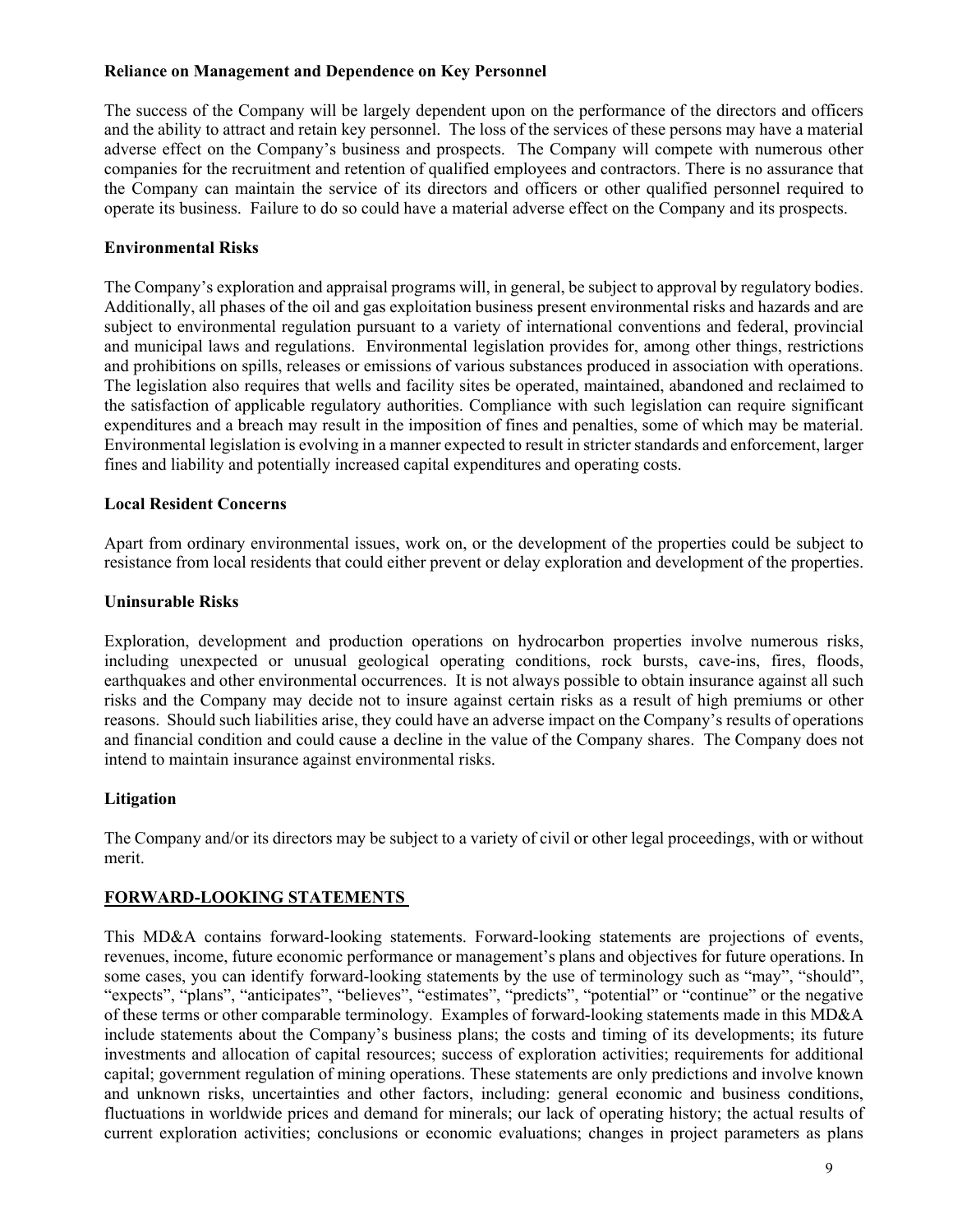**Reliance on Management and Dependence on Key Personnel**

The success of the Company will be largely dependent upon on the performance of the directors and officers and the ability to attract and retain key personnel. The loss of the services of these persons may have a material adverse effect on the Company's business and prospects. The Company will compete with numerous other companies for the recruitment and retention of qualified employees and contractors. There is no assurance that the Company can maintain the service of its directors and officers or other qualified personnel required to operate its business. Failure to do so could have a material adverse effect on the Company and its prospects.

**Environmental Risks**

The Company's exploration and appraisal programs will, in general, be subject to approval by regulatory bodies. Additionally, all phases of the oil and gas exploitation business present environmental risks and hazards and are subject to environmental regulation pursuant to a variety of international conventions and federal, provincial and municipal laws and regulations. Environmental legislation provides for, among other things, restrictions and prohibitions on spills, releases or emissions of various substances produced in association with operations. The legislation also requires that wells and facility sites be operated, maintained, abandoned and reclaimed to the satisfaction of applicable regulatory authorities. Compliance with such legislation can require significant expenditures and a breach may result in the imposition of fines and penalties, some of which may be material. Environmental legislation is evolving in a manner expected to result in stricter standards and enforcement, larger fines and liability and potentially increased capital expenditures and operating costs.

**Local Resident Concerns**

Apart from ordinary environmental issues, work on, or the development of the properties could be subject to resistance from local residents that could either prevent or delay exploration and development of the properties.

**Uninsurable Risks**

Exploration, development and production operations on hydrocarbon properties involve numerous risks, including unexpected or unusual geological operating conditions, rock bursts, cave-ins, fires, floods, earthquakes and other environmental occurrences. It is not always possible to obtain insurance against all such risks and the Company may decide not to insure against certain risks as a result of high premiums or other reasons. Should such liabilities arise, they could have an adverse impact on the Company's results of operations and financial condition and could cause a decline in the value of the Company shares. The Company does not intend to maintain insurance against environmental risks.

**Litigation**

The Company and/or its directors may be subject to a variety of civil or other legal proceedings, with or without merit.

## FORWARD-LOOKING STATEMENTS

This MD&A contains forward-looking statements. Forward-looking statements are projections of events, revenues, income, future economic performance or management's plans and objectives for future operations. In some cases, you can identify forward-looking statements by the use of terminology such as "may", "should", "expects", "plans", "anticipates", "believes", "estimates", "predicts", "potential" or "continue" or the negative of these terms or other comparable terminology. Examples of forward-looking statements made in this MD&A include statements about the Company's business plans; the costs and timing of its developments; its future investments and allocation of capital resources; success of exploration activities; requirements for additional capital; government regulation of mining operations. These statements are only predictions and involve known and unknown risks, uncertainties and other factors, including: general economic and business conditions, fluctuations in worldwide prices and demand for minerals; our lack of operating history; the actual results of current exploration activities; conclusions or economic evaluations; changes in project parameters as plans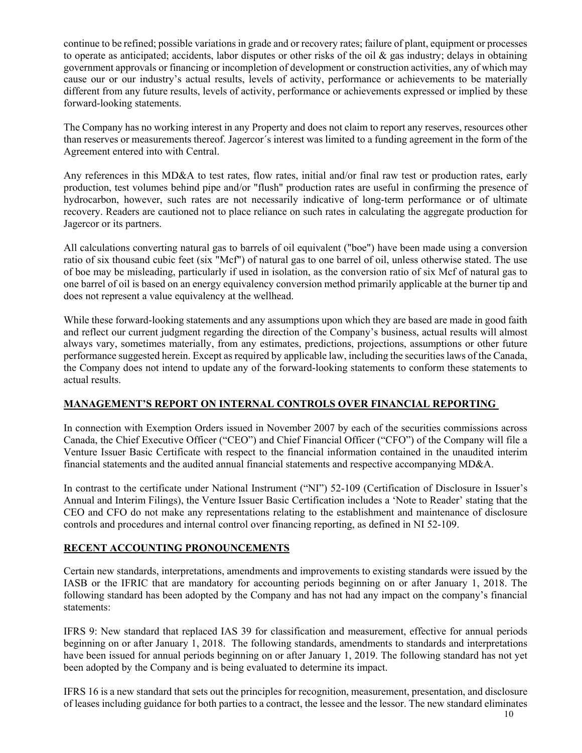continue to be refined; possible variations in grade and or recovery rates; failure of plant, equipment or processes to operate as anticipated; accidents, labor disputes or other risks of the oil & gas industry; delays in obtaining government approvals or financing or incompletion of development or construction activities, any of which may cause our or our industry's actual results, levels of activity, performance or achievements to be materially different from any future results, levels of activity, performance or achievements expressed or implied by these forward-looking statements.

The Company has no working interest in any Property and does not claim to report any reserves, resources other than reserves or measurements thereof. Jagercor´s interest was limited to a funding agreement in the form of the Agreement entered into with Central.

Any references in this MD&A to test rates, flow rates, initial and/or final raw test or production rates, early production, test volumes behind pipe and/or "flush" production rates are useful in confirming the presence of hydrocarbon, however, such rates are not necessarily indicative of long-term performance or of ultimate recovery. Readers are cautioned not to place reliance on such rates in calculating the aggregate production for Jagercor or its partners.

All calculations converting natural gas to barrels of oil equivalent ("boe") have been made using a conversion ratio of six thousand cubic feet (six "Mcf") of natural gas to one barrel of oil, unless otherwise stated. The use of boe may be misleading, particularly if used in isolation, as the conversion ratio of six Mcf of natural gas to one barrel of oil is based on an energy equivalency conversion method primarily applicable at the burner tip and does not represent a value equivalency at the wellhead.

While these forward-looking statements and any assumptions upon which they are based are made in good faith and reflect our current judgment regarding the direction of the Company's business, actual results will almost always vary, sometimes materially, from any estimates, predictions, projections, assumptions or other future performance suggested herein. Except as required by applicable law, including the securities laws of the Canada, the Company does not intend to update any of the forward-looking statements to conform these statements to actual results.

## MANAGEMENT'S REPORT ON INTERNAL CONTROLS OVER FINANCIAL REPORTING

In connection with Exemption Orders issued in November 2007 by each of the securities commissions across Canada, the Chief Executive Officer ("CEO") and Chief Financial Officer ("CFO") of the Company will file a Venture Issuer Basic Certificate with respect to the financial information contained in the unaudited interim financial statements and the audited annual financial statements and respective accompanying MD&A.

In contrast to the certificate under National Instrument ("NI") 52-109 (Certification of Disclosure in Issuer's Annual and Interim Filings), the Venture Issuer Basic Certification includes a 'Note to Reader' stating that the CEO and CFO do not make any representations relating to the establishment and maintenance of disclosure controls and procedures and internal control over financing reporting, as defined in NI 52-109.

## RECENT ACCOUNTING PRONOUNCEMENTS

Certain new standards, interpretations, amendments and improvements to existing standards were issued by the IASB or the IFRIC that are mandatory for accounting periods beginning on or after January 1, 2018. The following standard has been adopted by the Company and has not had any impact on the company's financial statements:

IFRS 9: New standard that replaced IAS 39 for classification and measurement, effective for annual periods beginning on or after January 1, 2018. The following standards, amendments to standards and interpretations have been issued for annual periods beginning on or after January 1, 2019. The following standard has not yet been adopted by the Company and is being evaluated to determine its impact.

IFRS 16 is a new standard that sets out the principles for recognition, measurement, presentation, and disclosure of leases including guidance for both parties to a contract, the lessee and the lessor. The new standard eliminates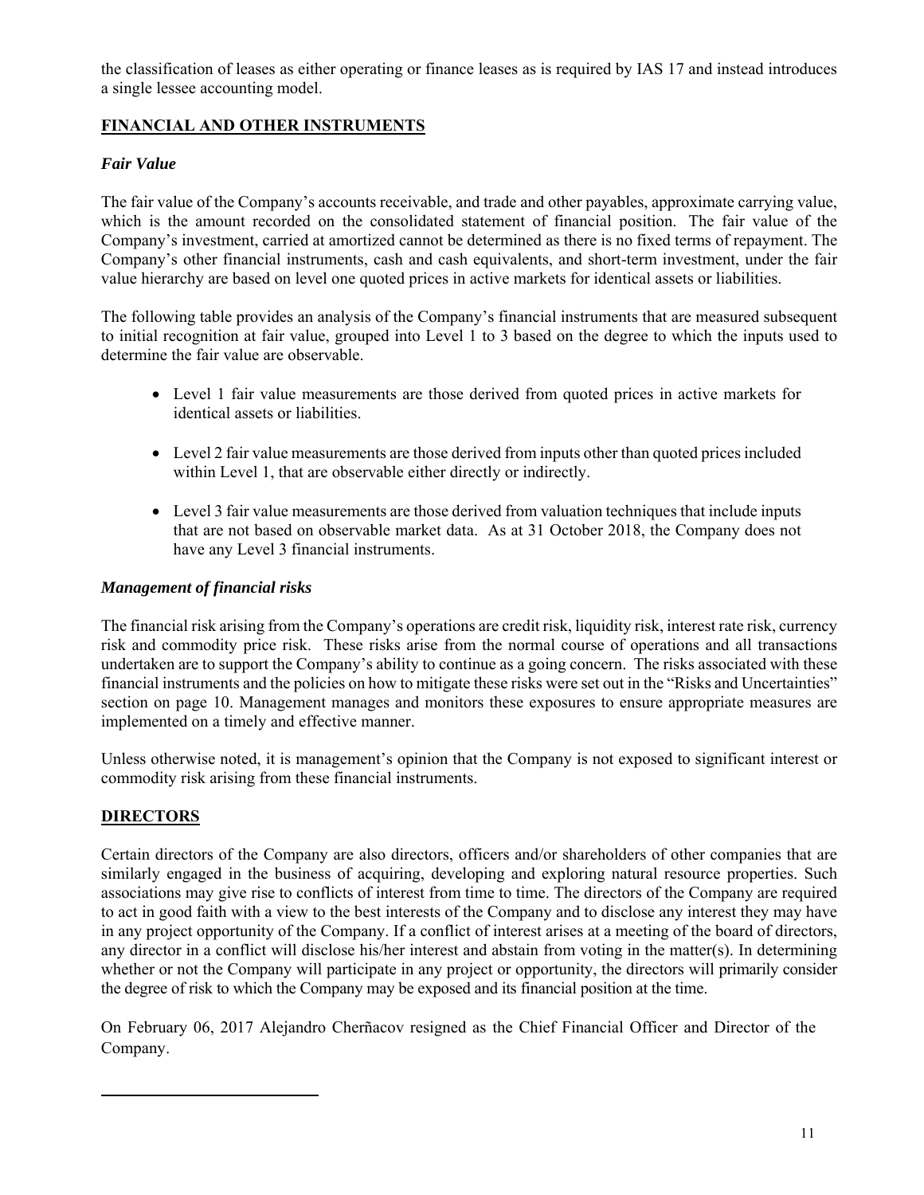the classification of leases as either operating or finance leases as is required by IAS 17 and instead introduces a single lessee accounting model.

## FINANCIAL AND OTHER INSTRUMENTS

### *Fair Value*

The fair value of the Company's accounts receivable, and trade and other payables, approximate carrying value, which is the amount recorded on the consolidated statement of financial position. The fair value of the Company's investment, carried at amortized cannot be determined as there is no fixed terms of repayment. The Company's other financial instruments, cash and cash equivalents, and short-term investment, under the fair value hierarchy are based on level one quoted prices in active markets for identical assets or liabilities.

The following table provides an analysis of the Company's financial instruments that are measured subsequent to initial recognition at fair value, grouped into Level 1 to 3 based on the degree to which the inputs used to determine the fair value are observable.

- Level 1 fair value measurements are those derived from quoted prices in active markets for identical assets or liabilities.
- Level 2 fair value measurements are those derived from inputs other than quoted prices included within Level 1, that are observable either directly or indirectly.
- Level 3 fair value measurements are those derived from valuation techniques that include inputs that are not based on observable market data. As at 31 October 2018, the Company does not have any Level 3 financial instruments.

### *Management of financial risks*

The financial risk arising from the Company's operations are credit risk, liquidity risk, interest rate risk, currency risk and commodity price risk. These risks arise from the normal course of operations and all transactions undertaken are to support the Company's ability to continue as a going concern. The risks associated with these financial instruments and the policies on how to mitigate these risks were set out in the "Risks and Uncertainties" section on page 10. Management manages and monitors these exposures to ensure appropriate measures are implemented on a timely and effective manner.

Unless otherwise noted, it is management's opinion that the Company is not exposed to significant interest or commodity risk arising from these financial instruments.

## DIRECTORS

Certain directors of the Company are also directors, officers and/or shareholders of other companies that are similarly engaged in the business of acquiring, developing and exploring natural resource properties. Such associations may give rise to conflicts of interest from time to time. The directors of the Company are required to act in good faith with a view to the best interests of the Company and to disclose any interest they may have in any project opportunity of the Company. If a conflict of interest arises at a meeting of the board of directors, any director in a conflict will disclose his/her interest and abstain from voting in the matter(s). In determining whether or not the Company will participate in any project or opportunity, the directors will primarily consider the degree of risk to which the Company may be exposed and its financial position at the time.

On February 06, 2017 Alejandro Cherñacov resigned as the Chief Financial Officer and Director of the Company.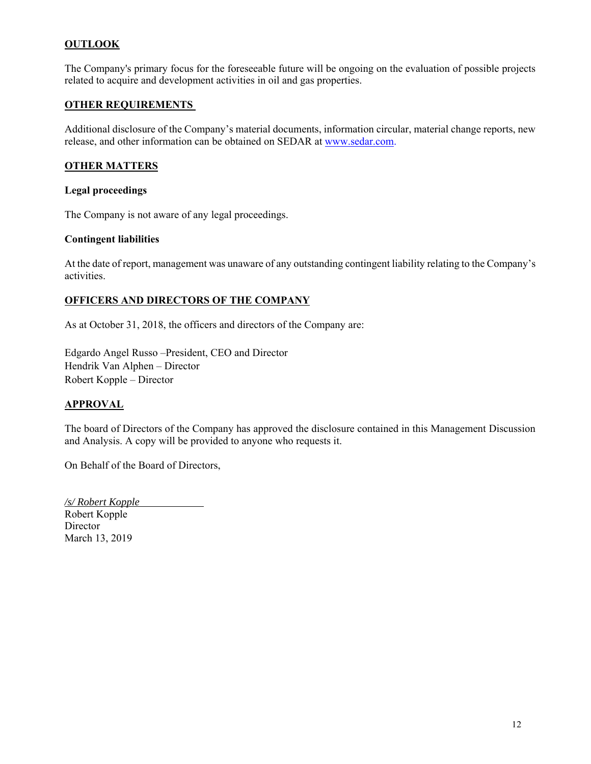## OUTLOOK

The Company's primary focus for the foreseeable future will be ongoing on the evaluation of possible projects related to acquire and development activities in oil and gas properties.

## OTHER REQUIREMENTS

Additional disclosure of the Company's material documents, information circular, material change reports, new release, and other information can be obtained on SEDAR at www.sedar.com.

## OTHER MATTERS

### Legal proceedings

The Company is not aware of any legal proceedings.

### Contingent liabilities

At the date of report, management was unaware of any outstanding contingent liability relating to the Company's activities.

## OFFICERS AND DIRECTORS OF THE COMPANY

As at October 31, 2018, the officers and directors of the Company are:

Edgardo Angel Russo –President, CEO and Director
Hendrik Van Alphen – Director
Robert Kopple – Director

## APPROVAL

The board of Directors of the Company has approved the disclosure contained in this Management Discussion and Analysis. A copy will be provided to anyone who requests it.

On Behalf of the Board of Directors,

*/s/ Robert Kopple*
Robert Kopple
Director
March 13, 2019